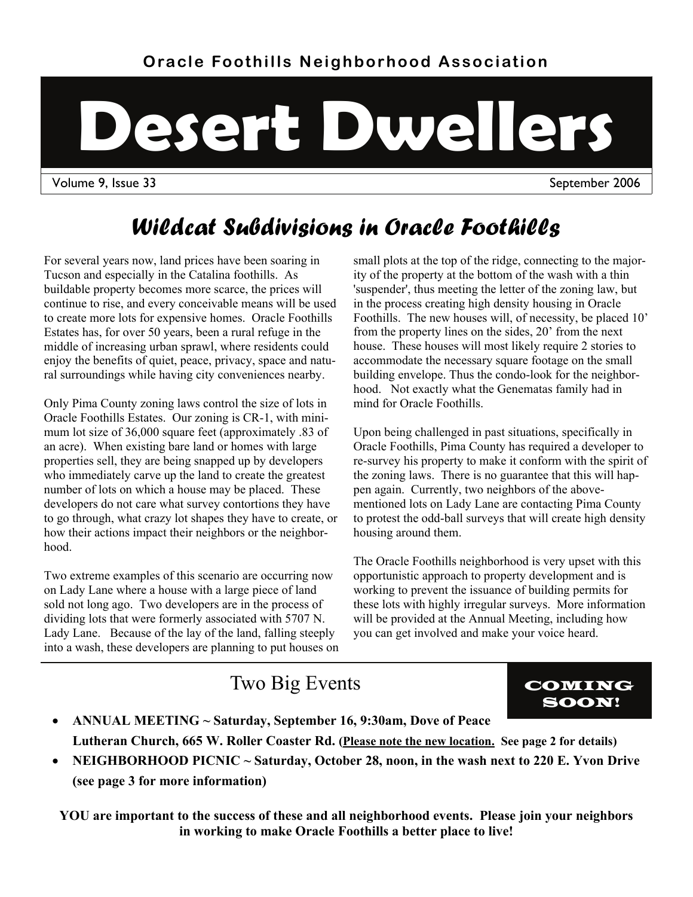Oracle Foothills Neighborhood Association

# Desert Dwellers

Volume 9, Issue 33 — September 2006

## *Wildcat Subdivisions in Oracle Foothills*

For several years now, land prices have been soaring in Tucson and especially in the Catalina foothills. As buildable property becomes more scarce, the prices will continue to rise, and every conceivable means will be used to create more lots for expensive homes. Oracle Foothills Estates has, for over 50 years, been a rural refuge in the middle of increasing urban sprawl, where residents could enjoy the benefits of quiet, peace, privacy, space and natural surroundings while having city conveniences nearby.

Only Pima County zoning laws control the size of lots in Oracle Foothills Estates. Our zoning is CR-1, with minimum lot size of 36,000 square feet (approximately .83 of an acre). When existing bare land or homes with large properties sell, they are being snapped up by developers who immediately carve up the land to create the greatest number of lots on which a house may be placed. These developers do not care what survey contortions they have to go through, what crazy lot shapes they have to create, or how their actions impact their neighbors or the neighborhood.

Two extreme examples of this scenario are occurring now on Lady Lane where a house with a large piece of land sold not long ago. Two developers are in the process of dividing lots that were formerly associated with 5707 N. Lady Lane. Because of the lay of the land, falling steeply into a wash, these developers are planning to put houses on small plots at the top of the ridge, connecting to the majority of the property at the bottom of the wash with a thin 'suspender', thus meeting the letter of the zoning law, but in the process creating high density housing in Oracle Foothills. The new houses will, of necessity, be placed 10' from the property lines on the sides, 20' from the next house. These houses will most likely require 2 stories to accommodate the necessary square footage on the small building envelope. Thus the condo-look for the neighborhood. Not exactly what the Genematas family had in mind for Oracle Foothills.

Upon being challenged in past situations, specifically in Oracle Foothills, Pima County has required a developer to re-survey his property to make it conform with the spirit of the zoning laws. There is no guarantee that this will happen again. Currently, two neighbors of the above-mentioned lots on Lady Lane are contacting Pima County to protest the odd-ball surveys that will create high density housing around them.

The Oracle Foothills neighborhood is very upset with this opportunistic approach to property development and is working to prevent the issuance of building permits for these lots with highly irregular surveys. More information will be provided at the Annual Meeting, including how you can get involved and make your voice heard.

## Two Big Events

**COMING SOON!**

- **ANNUAL MEETING ~ Saturday, September 16, 9:30am, Dove of Peace Lutheran Church, 665 W. Roller Coaster Rd. (Please note the new location. See page 2 for details)**
- **NEIGHBORHOOD PICNIC ~ Saturday, October 28, noon, in the wash next to 220 E. Yvon Drive (see page 3 for more information)**

**YOU are important to the success of these and all neighborhood events. Please join your neighbors in working to make Oracle Foothills a better place to live!**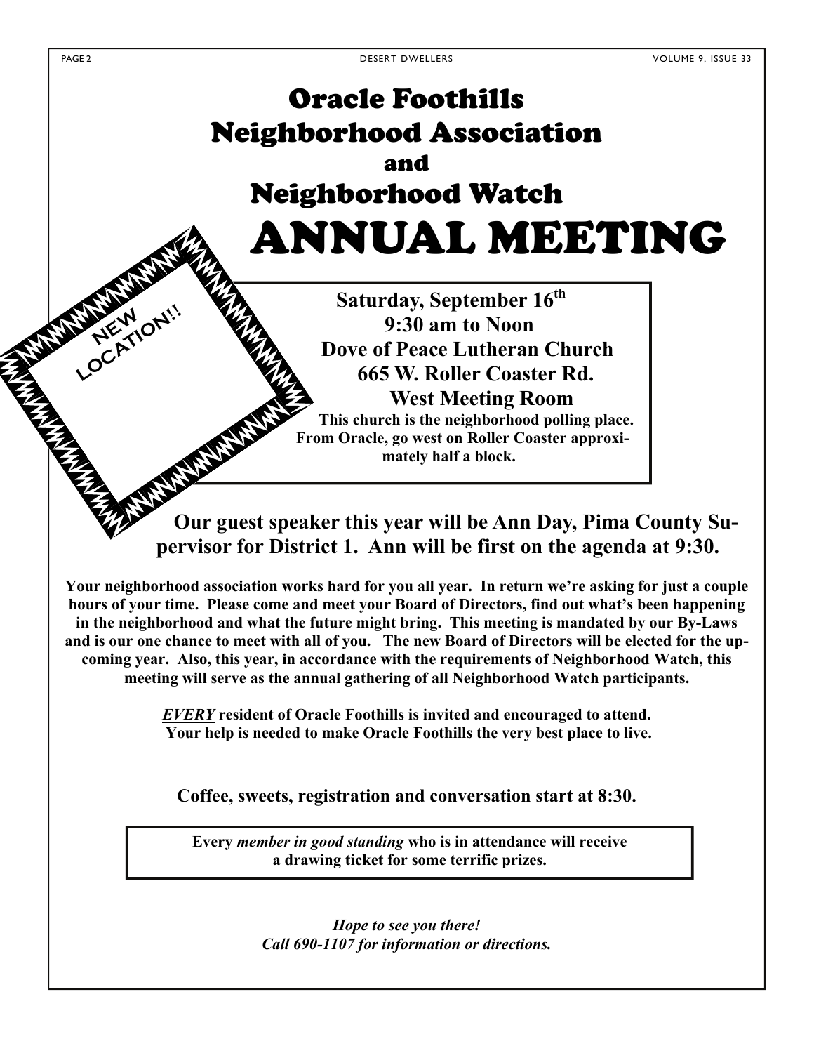# Oracle Foothills Neighborhood Association and Neighborhood Watch

# ANNUAL MEETING

NEW LOCATION!!

**Saturday, September 16th**
**9:30 am to Noon**
**Dove of Peace Lutheran Church**
**665 W. Roller Coaster Rd.**
**West Meeting Room**

**This church is the neighborhood polling place. From Oracle, go west on Roller Coaster approximately half a block.**

**Our guest speaker this year will be Ann Day, Pima County Supervisor for District 1. Ann will be first on the agenda at 9:30.**

**Your neighborhood association works hard for you all year. In return we're asking for just a couple hours of your time. Please come and meet your Board of Directors, find out what's been happening in the neighborhood and what the future might bring. This meeting is mandated by our By-Laws and is our one chance to meet with all of you. The new Board of Directors will be elected for the upcoming year. Also, this year, in accordance with the requirements of Neighborhood Watch, this meeting will serve as the annual gathering of all Neighborhood Watch participants.**

***EVERY*** **resident of Oracle Foothills is invited and encouraged to attend. Your help is needed to make Oracle Foothills the very best place to live.**

**Coffee, sweets, registration and conversation start at 8:30.**

**Every *member in good standing* who is in attendance will receive a drawing ticket for some terrific prizes.**

***Hope to see you there!***
***Call 690-1107 for information or directions.***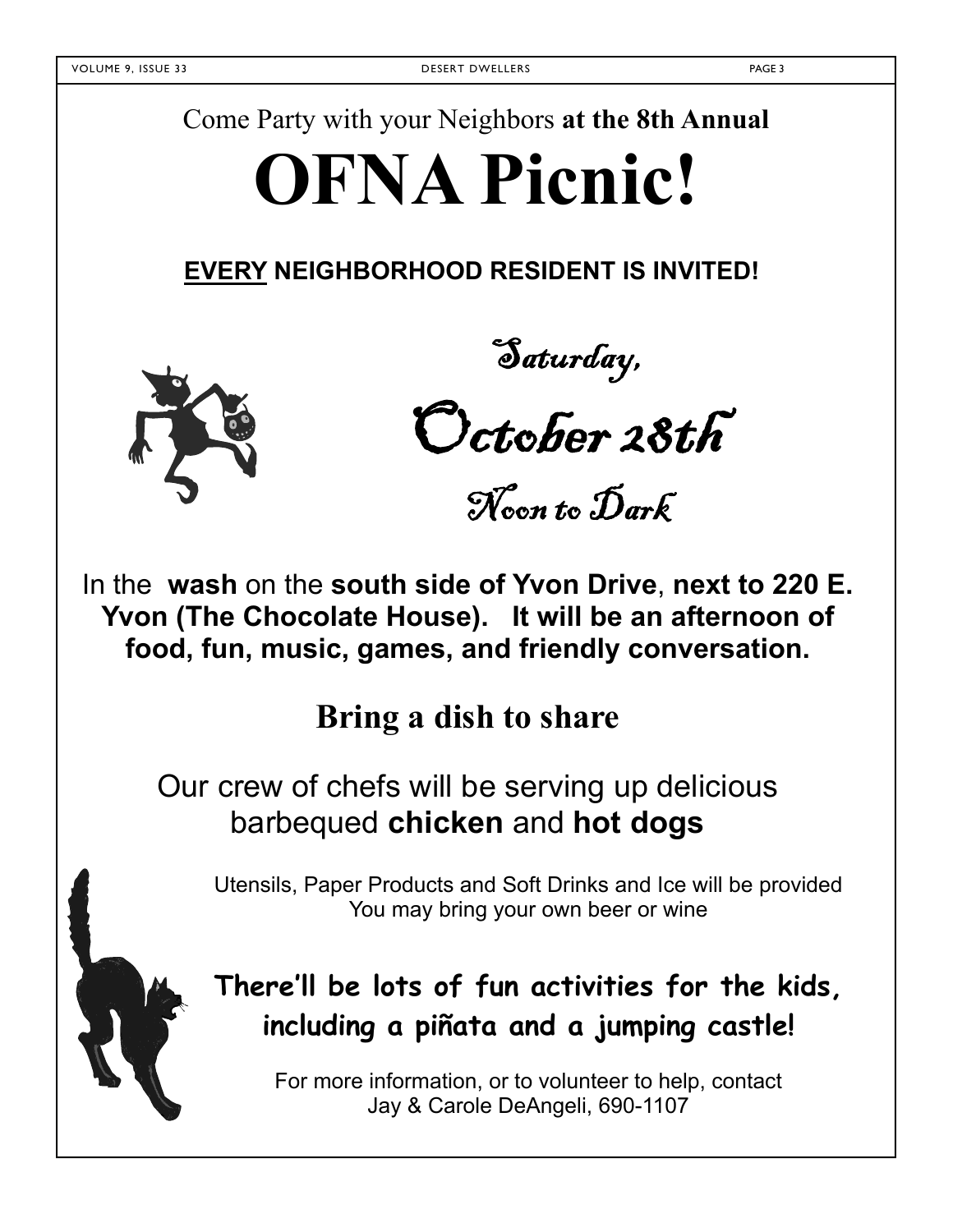Come Party with your Neighbors **at the 8th Annual**

# OFNA Picnic!

**<u>EVERY</u> NEIGHBORHOOD RESIDENT IS INVITED!**

*Saturday,*

## *October 28th*

*Noon to Dark*

In the **wash** on the **south side of Yvon Drive**, **next to 220 E. Yvon (The Chocolate House). It will be an afternoon of food, fun, music, games, and friendly conversation.**

## Bring a dish to share

Our crew of chefs will be serving up delicious barbequed **chicken** and **hot dogs**

Utensils, Paper Products and Soft Drinks and Ice will be provided
You may bring your own beer or wine

**There'll be lots of fun activities for the kids, including a piñata and a jumping castle!**

For more information, or to volunteer to help, contact
Jay & Carole DeAngeli, 690-1107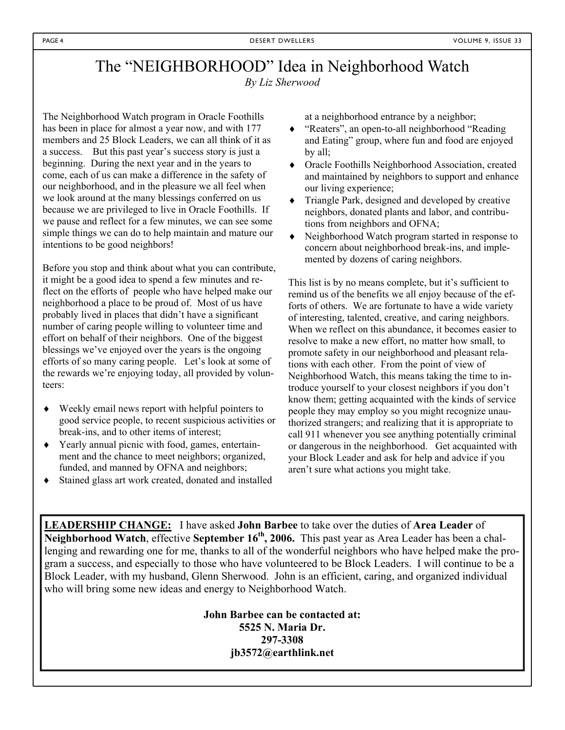# The "NEIGHBORHOOD" Idea in Neighborhood Watch

*By Liz Sherwood*

The Neighborhood Watch program in Oracle Foothills has been in place for almost a year now, and with 177 members and 25 Block Leaders, we can all think of it as a success. But this past year's success story is just a beginning. During the next year and in the years to come, each of us can make a difference in the safety of our neighborhood, and in the pleasure we all feel when we look around at the many blessings conferred on us because we are privileged to live in Oracle Foothills. If we pause and reflect for a few minutes, we can see some simple things we can do to help maintain and mature our intentions to be good neighbors!

Before you stop and think about what you can contribute, it might be a good idea to spend a few minutes and reflect on the efforts of people who have helped make our neighborhood a place to be proud of. Most of us have probably lived in places that didn't have a significant number of caring people willing to volunteer time and effort on behalf of their neighbors. One of the biggest blessings we've enjoyed over the years is the ongoing efforts of so many caring people. Let's look at some of the rewards we're enjoying today, all provided by volunteers:

- Weekly email news report with helpful pointers to good service people, to recent suspicious activities or break-ins, and to other items of interest;
- Yearly annual picnic with food, games, entertainment and the chance to meet neighbors; organized, funded, and manned by OFNA and neighbors;
- Stained glass art work created, donated and installed at a neighborhood entrance by a neighbor;
- "Reaters", an open-to-all neighborhood "Reading and Eating" group, where fun and food are enjoyed by all;
- Oracle Foothills Neighborhood Association, created and maintained by neighbors to support and enhance our living experience;
- Triangle Park, designed and developed by creative neighbors, donated plants and labor, and contributions from neighbors and OFNA;
- Neighborhood Watch program started in response to concern about neighborhood break-ins, and implemented by dozens of caring neighbors.

This list is by no means complete, but it's sufficient to remind us of the benefits we all enjoy because of the efforts of others. We are fortunate to have a wide variety of interesting, talented, creative, and caring neighbors. When we reflect on this abundance, it becomes easier to resolve to make a new effort, no matter how small, to promote safety in our neighborhood and pleasant relations with each other. From the point of view of Neighborhood Watch, this means taking the time to introduce yourself to your closest neighbors if you don't know them; getting acquainted with the kinds of service people they may employ so you might recognize unauthorized strangers; and realizing that it is appropriate to call 911 whenever you see anything potentially criminal or dangerous in the neighborhood. Get acquainted with your Block Leader and ask for help and advice if you aren't sure what actions you might take.

**LEADERSHIP CHANGE:** I have asked **John Barbee** to take over the duties of **Area Leader** of **Neighborhood Watch**, effective **September 16th, 2006.** This past year as Area Leader has been a challenging and rewarding one for me, thanks to all of the wonderful neighbors who have helped make the program a success, and especially to those who have volunteered to be Block Leaders. I will continue to be a Block Leader, with my husband, Glenn Sherwood. John is an efficient, caring, and organized individual who will bring some new ideas and energy to Neighborhood Watch.

**John Barbee can be contacted at:**
**5525 N. Maria Dr.**
**297-3308**
**jb3572@earthlink.net**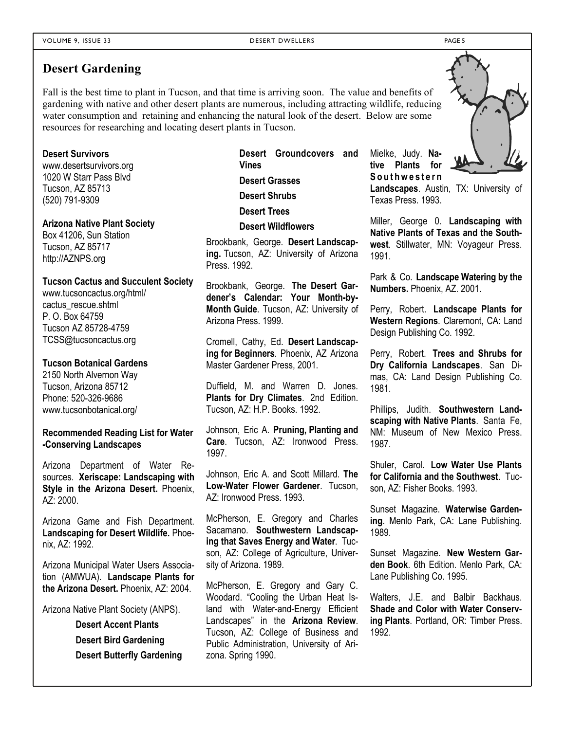## Desert Gardening

Fall is the best time to plant in Tucson, and that time is arriving soon. The value and benefits of gardening with native and other desert plants are numerous, including attracting wildlife, reducing water consumption and retaining and enhancing the natural look of the desert. Below are some resources for researching and locating desert plants in Tucson.

**Desert Survivors**
www.desertsurvivors.org
1020 W Starr Pass Blvd
Tucson, AZ 85713
(520) 791-9309

**Arizona Native Plant Society**
Box 41206, Sun Station
Tucson, AZ 85717
http://AZNPS.org

**Tucson Cactus and Succulent Society**
www.tucsoncactus.org/html/cactus_rescue.shtml
P. O. Box 64759
Tucson AZ 85728-4759
TCSS@tucsoncactus.org

**Tucson Botanical Gardens**
2150 North Alvernon Way
Tucson, Arizona 85712
Phone: 520-326-9686
www.tucsonbotanical.org/

**Recommended Reading List for Water-Conserving Landscapes**

Arizona Department of Water Resources. **Xeriscape: Landscaping with Style in the Arizona Desert.** Phoenix, AZ: 2000.

Arizona Game and Fish Department. **Landscaping for Desert Wildlife.** Phoenix, AZ: 1992.

Arizona Municipal Water Users Association (AMWUA). **Landscape Plants for the Arizona Desert.** Phoenix, AZ: 2004.

Arizona Native Plant Society (ANPS).

- **Desert Accent Plants**
- **Desert Bird Gardening**
- **Desert Butterfly Gardening**
- **Desert Groundcovers and Vines**
- **Desert Grasses**
- **Desert Shrubs**
- **Desert Trees**
- **Desert Wildflowers**

Brookbank, George. **Desert Landscaping.** Tucson, AZ: University of Arizona Press. 1992.

Brookbank, George. **The Desert Gardener's Calendar: Your Month-by-Month Guide**. Tucson, AZ: University of Arizona Press. 1999.

Cromell, Cathy, Ed. **Desert Landscaping for Beginners**. Phoenix, AZ Arizona Master Gardener Press, 2001.

Duffield, M. and Warren D. Jones. **Plants for Dry Climates**. 2nd Edition. Tucson, AZ: H.P. Books. 1992.

Johnson, Eric A. **Pruning, Planting and Care**. Tucson, AZ: Ironwood Press. 1997.

Johnson, Eric A. and Scott Millard. **The Low-Water Flower Gardener**. Tucson, AZ: Ironwood Press. 1993.

McPherson, E. Gregory and Charles Sacamano. **Southwestern Landscaping that Saves Energy and Water**. Tucson, AZ: College of Agriculture, University of Arizona. 1989.

McPherson, E. Gregory and Gary C. Woodard. "Cooling the Urban Heat Island with Water-and-Energy Efficient Landscapes" in the **Arizona Review**. Tucson, AZ: College of Business and Public Administration, University of Arizona. Spring 1990.

Mielke, Judy. **Native Plants for Southwestern Landscapes**. Austin, TX: University of Texas Press. 1993.

Miller, George 0. **Landscaping with Native Plants of Texas and the Southwest**. Stillwater, MN: Voyageur Press. 1991.

Park & Co. **Landscape Watering by the Numbers.** Phoenix, AZ. 2001.

Perry, Robert. **Landscape Plants for Western Regions**. Claremont, CA: Land Design Publishing Co. 1992.

Perry, Robert. **Trees and Shrubs for Dry California Landscapes**. San Dimas, CA: Land Design Publishing Co. 1981.

Phillips, Judith. **Southwestern Landscaping with Native Plants**. Santa Fe, NM: Museum of New Mexico Press. 1987.

Shuler, Carol. **Low Water Use Plants for California and the Southwest**. Tucson, AZ: Fisher Books. 1993.

Sunset Magazine. **Waterwise Gardening**. Menlo Park, CA: Lane Publishing. 1989.

Sunset Magazine. **New Western Garden Book**. 6th Edition. Menlo Park, CA: Lane Publishing Co. 1995.

Walters, J.E. and Balbir Backhaus. **Shade and Color with Water Conserving Plants**. Portland, OR: Timber Press. 1992.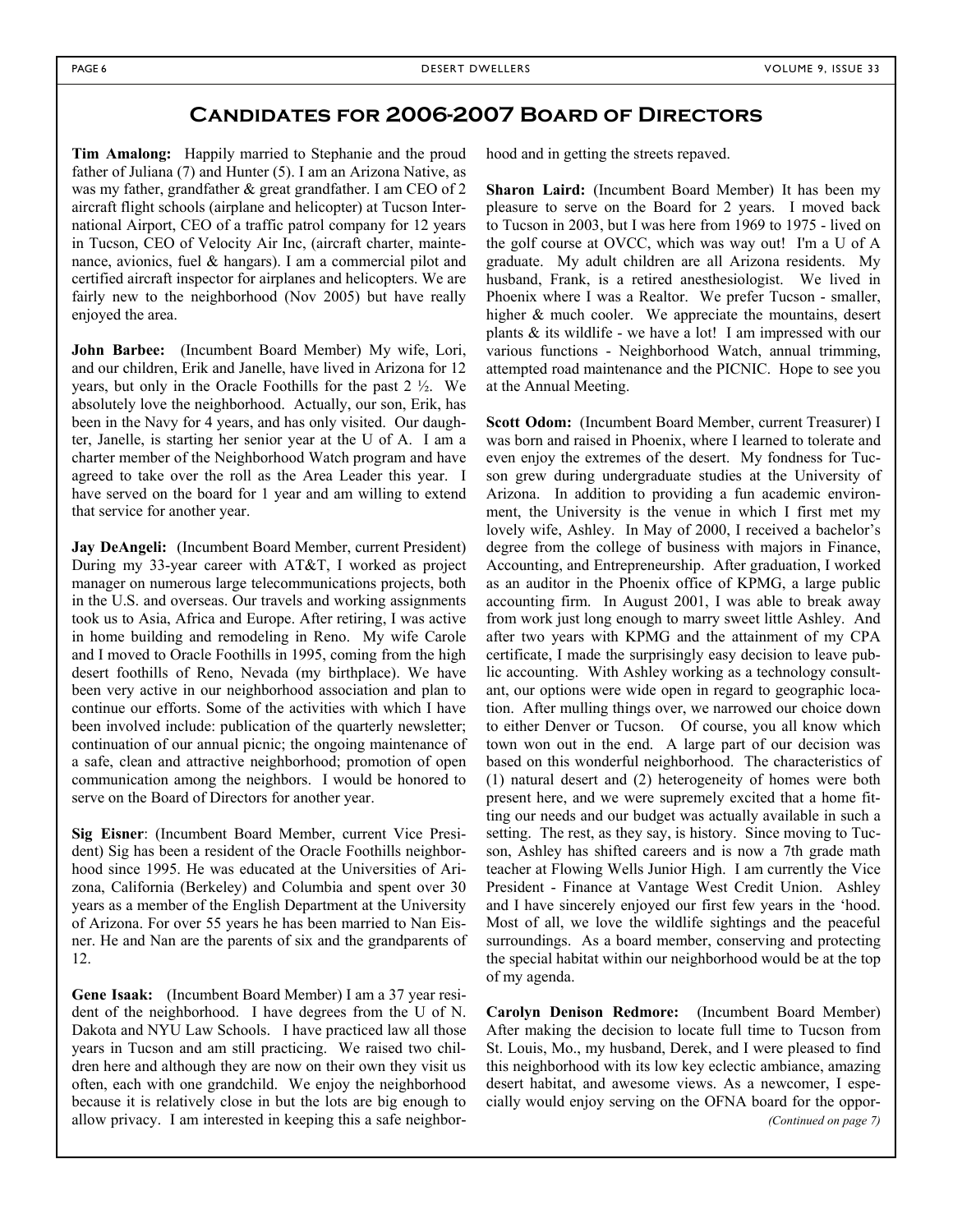# Candidates for 2006-2007 Board of Directors

**Tim Amalong:** Happily married to Stephanie and the proud father of Juliana (7) and Hunter (5). I am an Arizona Native, as was my father, grandfather & great grandfather. I am CEO of 2 aircraft flight schools (airplane and helicopter) at Tucson International Airport, CEO of a traffic patrol company for 12 years in Tucson, CEO of Velocity Air Inc, (aircraft charter, maintenance, avionics, fuel & hangars). I am a commercial pilot and certified aircraft inspector for airplanes and helicopters. We are fairly new to the neighborhood (Nov 2005) but have really enjoyed the area.

**John Barbee:** (Incumbent Board Member) My wife, Lori, and our children, Erik and Janelle, have lived in Arizona for 12 years, but only in the Oracle Foothills for the past 2 ½. We absolutely love the neighborhood. Actually, our son, Erik, has been in the Navy for 4 years, and has only visited. Our daughter, Janelle, is starting her senior year at the U of A. I am a charter member of the Neighborhood Watch program and have agreed to take over the roll as the Area Leader this year. I have served on the board for 1 year and am willing to extend that service for another year.

**Jay DeAngeli:** (Incumbent Board Member, current President) During my 33-year career with AT&T, I worked as project manager on numerous large telecommunications projects, both in the U.S. and overseas. Our travels and working assignments took us to Asia, Africa and Europe. After retiring, I was active in home building and remodeling in Reno. My wife Carole and I moved to Oracle Foothills in 1995, coming from the high desert foothills of Reno, Nevada (my birthplace). We have been very active in our neighborhood association and plan to continue our efforts. Some of the activities with which I have been involved include: publication of the quarterly newsletter; continuation of our annual picnic; the ongoing maintenance of a safe, clean and attractive neighborhood; promotion of open communication among the neighbors. I would be honored to serve on the Board of Directors for another year.

**Sig Eisner**: (Incumbent Board Member, current Vice President) Sig has been a resident of the Oracle Foothills neighborhood since 1995. He was educated at the Universities of Arizona, California (Berkeley) and Columbia and spent over 30 years as a member of the English Department at the University of Arizona. For over 55 years he has been married to Nan Eisner. He and Nan are the parents of six and the grandparents of 12.

**Gene Isaak:** (Incumbent Board Member) I am a 37 year resident of the neighborhood. I have degrees from the U of N. Dakota and NYU Law Schools. I have practiced law all those years in Tucson and am still practicing. We raised two children here and although they are now on their own they visit us often, each with one grandchild. We enjoy the neighborhood because it is relatively close in but the lots are big enough to allow privacy. I am interested in keeping this a safe neighborhood and in getting the streets repaved.

**Sharon Laird:** (Incumbent Board Member) It has been my pleasure to serve on the Board for 2 years. I moved back to Tucson in 2003, but I was here from 1969 to 1975 - lived on the golf course at OVCC, which was way out! I'm a U of A graduate. My adult children are all Arizona residents. My husband, Frank, is a retired anesthesiologist. We lived in Phoenix where I was a Realtor. We prefer Tucson - smaller, higher & much cooler. We appreciate the mountains, desert plants & its wildlife - we have a lot! I am impressed with our various functions - Neighborhood Watch, annual trimming, attempted road maintenance and the PICNIC. Hope to see you at the Annual Meeting.

**Scott Odom:** (Incumbent Board Member, current Treasurer) I was born and raised in Phoenix, where I learned to tolerate and even enjoy the extremes of the desert. My fondness for Tucson grew during undergraduate studies at the University of Arizona. In addition to providing a fun academic environment, the University is the venue in which I first met my lovely wife, Ashley. In May of 2000, I received a bachelor's degree from the college of business with majors in Finance, Accounting, and Entrepreneurship. After graduation, I worked as an auditor in the Phoenix office of KPMG, a large public accounting firm. In August 2001, I was able to break away from work just long enough to marry sweet little Ashley. And after two years with KPMG and the attainment of my CPA certificate, I made the surprisingly easy decision to leave public accounting. With Ashley working as a technology consultant, our options were wide open in regard to geographic location. After mulling things over, we narrowed our choice down to either Denver or Tucson. Of course, you all know which town won out in the end. A large part of our decision was based on this wonderful neighborhood. The characteristics of (1) natural desert and (2) heterogeneity of homes were both present here, and we were supremely excited that a home fitting our needs and our budget was actually available in such a setting. The rest, as they say, is history. Since moving to Tucson, Ashley has shifted careers and is now a 7th grade math teacher at Flowing Wells Junior High. I am currently the Vice President - Finance at Vantage West Credit Union. Ashley and I have sincerely enjoyed our first few years in the 'hood. Most of all, we love the wildlife sightings and the peaceful surroundings. As a board member, conserving and protecting the special habitat within our neighborhood would be at the top of my agenda.

**Carolyn Denison Redmore:** (Incumbent Board Member) After making the decision to locate full time to Tucson from St. Louis, Mo., my husband, Derek, and I were pleased to find this neighborhood with its low key eclectic ambiance, amazing desert habitat, and awesome views. As a newcomer, I especially would enjoy serving on the OFNA board for the oppor-

*(Continued on page 7)*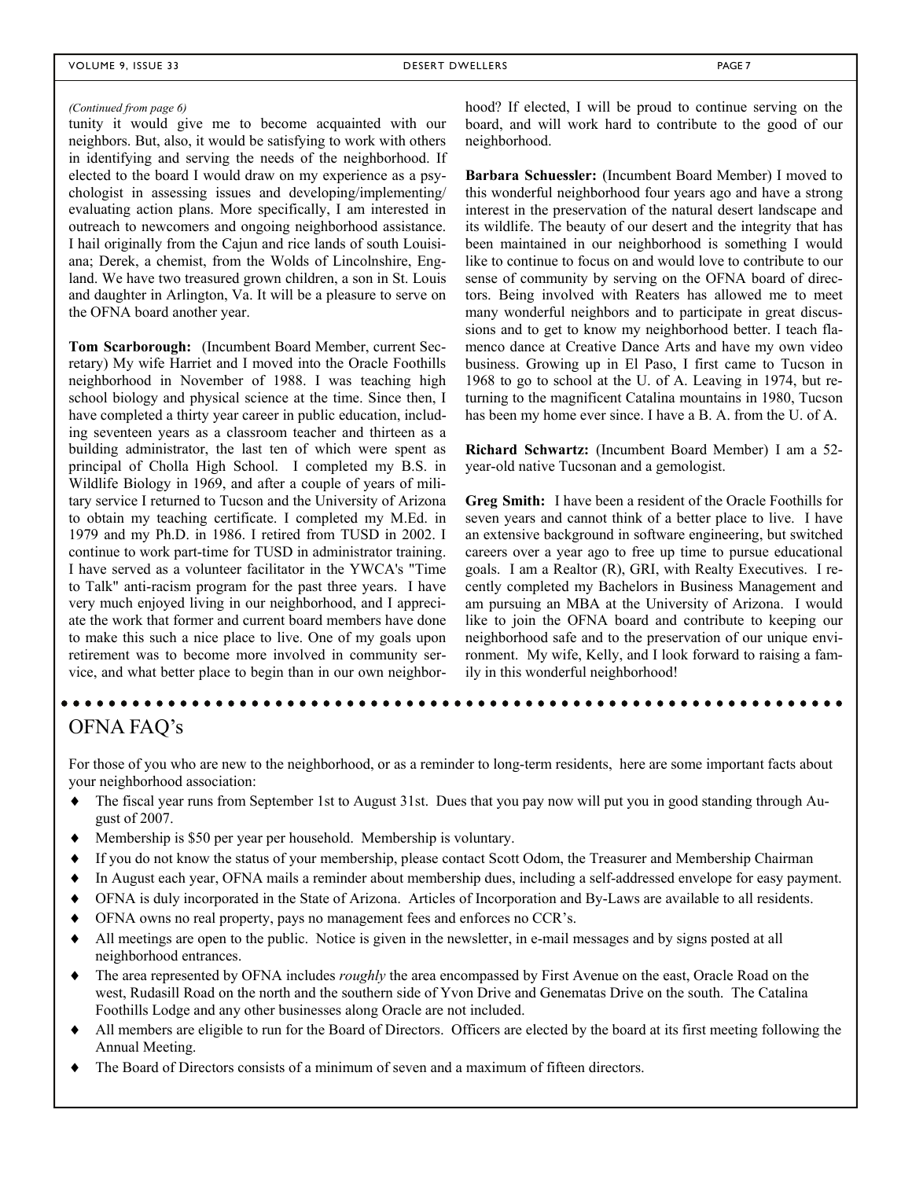*(Continued from page 6)*

tunity it would give me to become acquainted with our neighbors. But, also, it would be satisfying to work with others in identifying and serving the needs of the neighborhood. If elected to the board I would draw on my experience as a psychologist in assessing issues and developing/implementing/evaluating action plans. More specifically, I am interested in outreach to newcomers and ongoing neighborhood assistance. I hail originally from the Cajun and rice lands of south Louisiana; Derek, a chemist, from the Wolds of Lincolnshire, England. We have two treasured grown children, a son in St. Louis and daughter in Arlington, Va. It will be a pleasure to serve on the OFNA board another year.

**Tom Scarborough:** (Incumbent Board Member, current Secretary) My wife Harriet and I moved into the Oracle Foothills neighborhood in November of 1988. I was teaching high school biology and physical science at the time. Since then, I have completed a thirty year career in public education, including seventeen years as a classroom teacher and thirteen as a building administrator, the last ten of which were spent as principal of Cholla High School. I completed my B.S. in Wildlife Biology in 1969, and after a couple of years of military service I returned to Tucson and the University of Arizona to obtain my teaching certificate. I completed my M.Ed. in 1979 and my Ph.D. in 1986. I retired from TUSD in 2002. I continue to work part-time for TUSD in administrator training. I have served as a volunteer facilitator in the YWCA's "Time to Talk" anti-racism program for the past three years. I have very much enjoyed living in our neighborhood, and I appreciate the work that former and current board members have done to make this such a nice place to live. One of my goals upon retirement was to become more involved in community service, and what better place to begin than in our own neighborhood? If elected, I will be proud to continue serving on the board, and will work hard to contribute to the good of our neighborhood.

**Barbara Schuessler:** (Incumbent Board Member) I moved to this wonderful neighborhood four years ago and have a strong interest in the preservation of the natural desert landscape and its wildlife. The beauty of our desert and the integrity that has been maintained in our neighborhood is something I would like to continue to focus on and would love to contribute to our sense of community by serving on the OFNA board of directors. Being involved with Reaters has allowed me to meet many wonderful neighbors and to participate in great discussions and to get to know my neighborhood better. I teach flamenco dance at Creative Dance Arts and have my own video business. Growing up in El Paso, I first came to Tucson in 1968 to go to school at the U. of A. Leaving in 1974, but returning to the magnificent Catalina mountains in 1980, Tucson has been my home ever since. I have a B. A. from the U. of A.

**Richard Schwartz:** (Incumbent Board Member) I am a 52-year-old native Tucsonan and a gemologist.

**Greg Smith:** I have been a resident of the Oracle Foothills for seven years and cannot think of a better place to live. I have an extensive background in software engineering, but switched careers over a year ago to free up time to pursue educational goals. I am a Realtor (R), GRI, with Realty Executives. I recently completed my Bachelors in Business Management and am pursuing an MBA at the University of Arizona. I would like to join the OFNA board and contribute to keeping our neighborhood safe and to the preservation of our unique environment. My wife, Kelly, and I look forward to raising a family in this wonderful neighborhood!

## OFNA FAQ's

For those of you who are new to the neighborhood, or as a reminder to long-term residents, here are some important facts about your neighborhood association:

- The fiscal year runs from September 1st to August 31st. Dues that you pay now will put you in good standing through August of 2007.
- Membership is $50 per year per household. Membership is voluntary.
- If you do not know the status of your membership, please contact Scott Odom, the Treasurer and Membership Chairman
- In August each year, OFNA mails a reminder about membership dues, including a self-addressed envelope for easy payment.
- OFNA is duly incorporated in the State of Arizona. Articles of Incorporation and By-Laws are available to all residents.
- OFNA owns no real property, pays no management fees and enforces no CCR's.
- All meetings are open to the public. Notice is given in the newsletter, in e-mail messages and by signs posted at all neighborhood entrances.
- The area represented by OFNA includes *roughly* the area encompassed by First Avenue on the east, Oracle Road on the west, Rudasill Road on the north and the southern side of Yvon Drive and Genematas Drive on the south. The Catalina Foothills Lodge and any other businesses along Oracle are not included.
- All members are eligible to run for the Board of Directors. Officers are elected by the board at its first meeting following the Annual Meeting.
- The Board of Directors consists of a minimum of seven and a maximum of fifteen directors.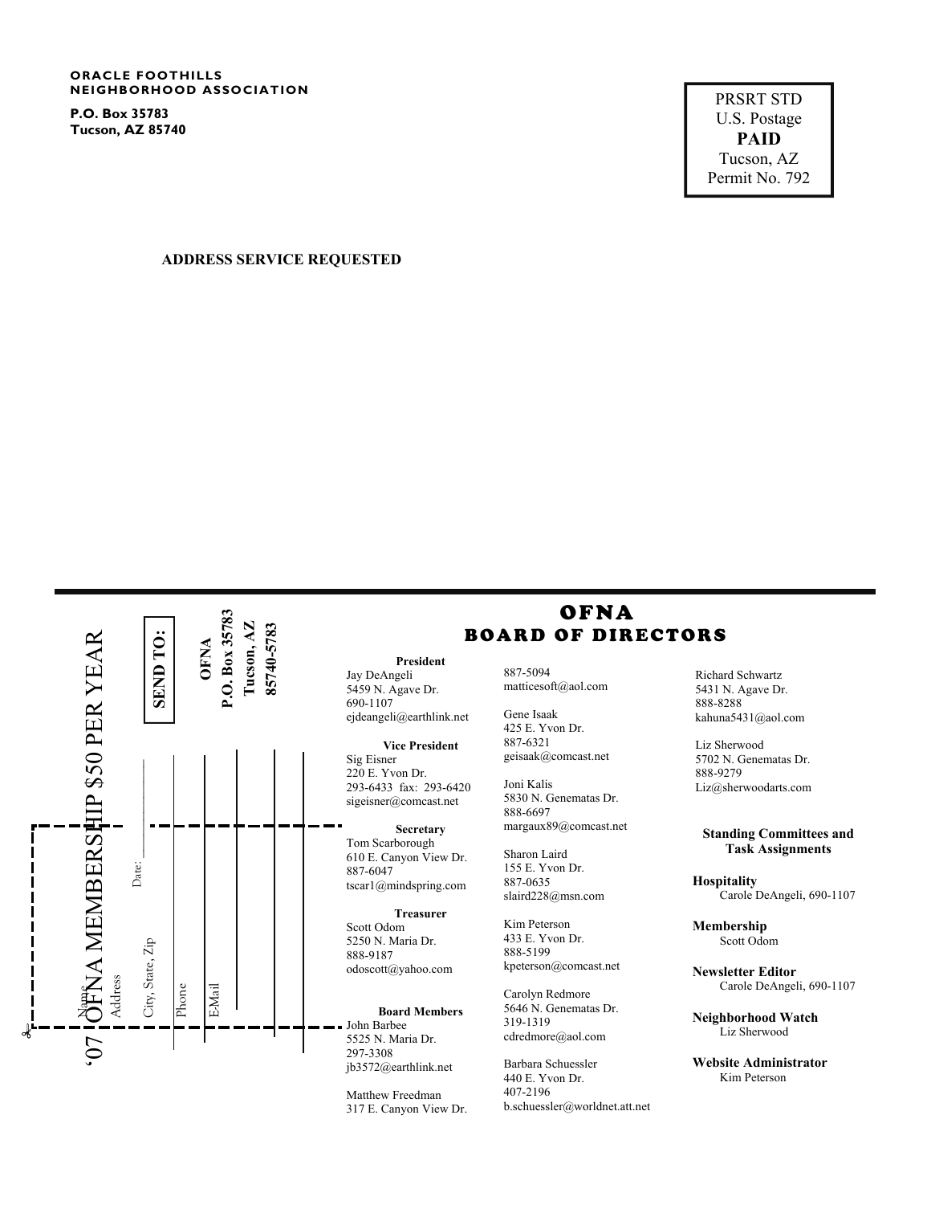**ORACLE FOOTHILLS NEIGHBORHOOD ASSOCIATION**

**P.O. Box 35783**
**Tucson, AZ 85740**

PRSRT STD
U.S. Postage
**PAID**
Tucson, AZ
Permit No. 792

**ADDRESS SERVICE REQUESTED**

---

‘07 OFNA MEMBERSHIP $50 PER YEAR

Name

Address

City, State, Zip

Date: \_\_\_\_\_\_\_\_

Phone

E-Mail

**SEND TO:**

**OFNA**
**P.O. Box 35783**
**Tucson, AZ**
**85740-5783**

## OFNA BOARD OF DIRECTORS

**President**
Jay DeAngeli
5459 N. Agave Dr.
690-1107
ejdeangeli@earthlink.net

**Vice President**
Sig Eisner
220 E. Yvon Dr.
293-6433 fax: 293-6420
sigeisner@comcast.net

**Secretary**
Tom Scarborough
610 E. Canyon View Dr.
887-6047
tscar1@mindspring.com

**Treasurer**
Scott Odom
5250 N. Maria Dr.
888-9187
odoscott@yahoo.com

**Board Members**
John Barbee
5525 N. Maria Dr.
297-3308
jb3572@earthlink.net

Matthew Freedman
317 E. Canyon View Dr.
887-5094
matticesoft@aol.com

Gene Isaak
425 E. Yvon Dr.
887-6321
geisaak@comcast.net

Joni Kalis
5830 N. Genematas Dr.
888-6697
margaux89@comcast.net

Sharon Laird
155 E. Yvon Dr.
887-0635
slaird228@msn.com

Kim Peterson
433 E. Yvon Dr.
888-5199
kpeterson@comcast.net

Carolyn Redmore
5646 N. Genematas Dr.
319-1319
cdredmore@aol.com

Barbara Schuessler
440 E. Yvon Dr.
407-2196
b.schuessler@worldnet.att.net

Richard Schwartz
5431 N. Agave Dr.
888-8288
kahuna5431@aol.com

Liz Sherwood
5702 N. Genematas Dr.
888-9279
Liz@sherwoodarts.com

**Standing Committees and Task Assignments**

**Hospitality**
Carole DeAngeli, 690-1107

**Membership**
Scott Odom

**Newsletter Editor**
Carole DeAngeli, 690-1107

**Neighborhood Watch**
Liz Sherwood

**Website Administrator**
Kim Peterson